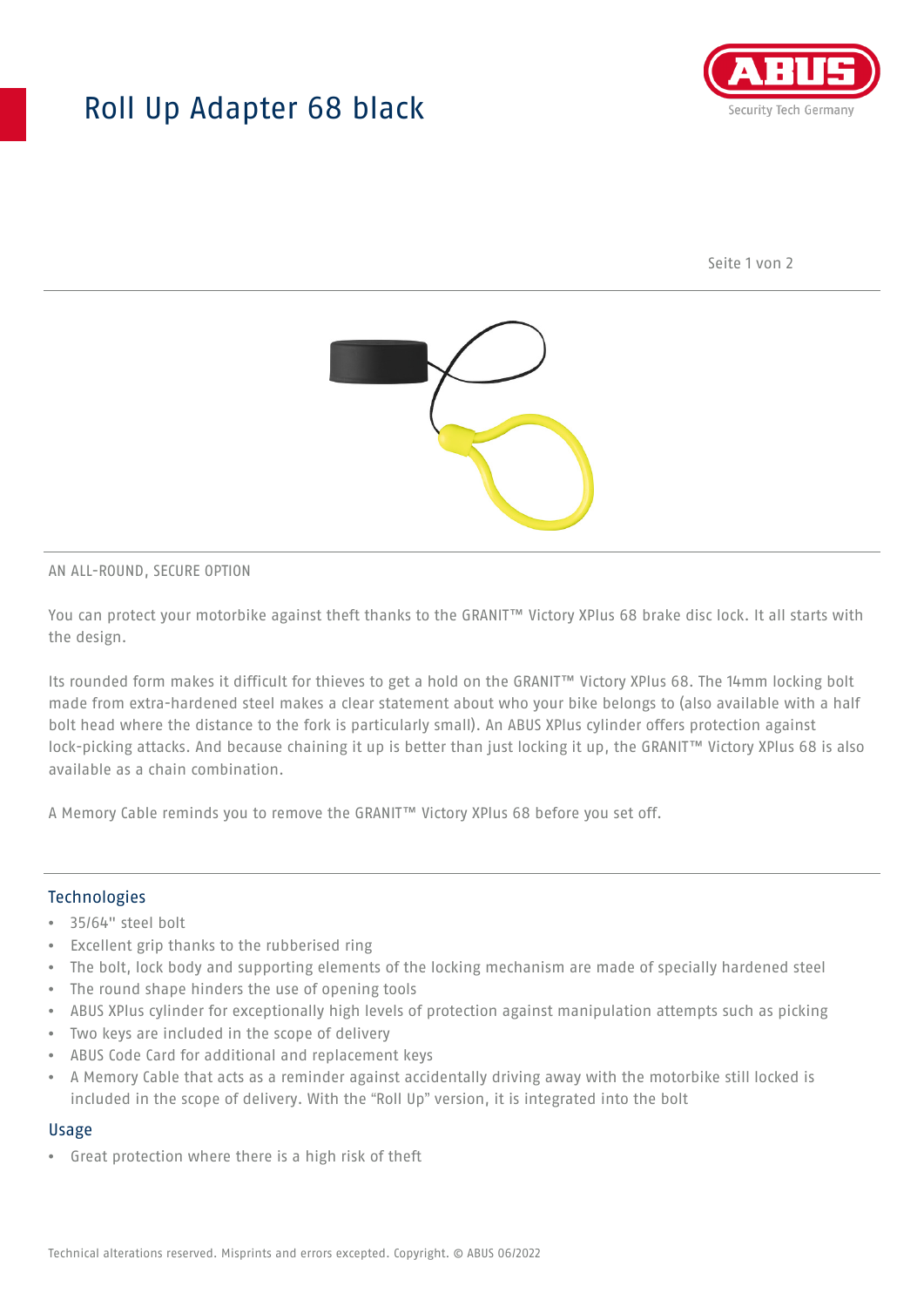# Roll Up Adapter 68 black

AN ALL-ROUND, SECURE OPTION

You can protect your motorbike against theft thanks to the GRANIT™ Victory XPlus 68 brake disc lock. It all starts with the design.

Its rounded form makes it difficult for thieves to get a hold on the GRANIT™ Victory XPlus 68. The 14mm locking bolt made from extra-hardened steel makes a clear statement about who your bike belongs to (also available with a half bolt head where the distance to the fork is particularly small). An ABUS XPlus cylinder offers protection against lock-picking attacks. And because chaining it up is better than just locking it up, the GRANIT™ Victory XPlus 68 is also available as a chain combination.

A Memory Cable reminds you to remove the GRANIT™ Victory XPlus 68 before you set off.

## Technologies

- 35/64" steel bolt
- Excellent grip thanks to the rubberised ring
- The bolt, lock body and supporting elements of the locking mechanism are made of specially hardened steel
- The round shape hinders the use of opening tools
- ABUS XPlus cylinder for exceptionally high levels of protection against manipulation attempts such as picking
- Two keys are included in the scope of delivery
- ABUS Code Card for additional and replacement keys
- A Memory Cable that acts as a reminder against accidentally driving away with the motorbike still locked is included in the scope of delivery. With the “Roll Up” version, it is integrated into the bolt

## Usage

- Great protection where there is a high risk of theft

Technical alterations reserved. Misprints and errors excepted. Copyright. © ABUS 06/2022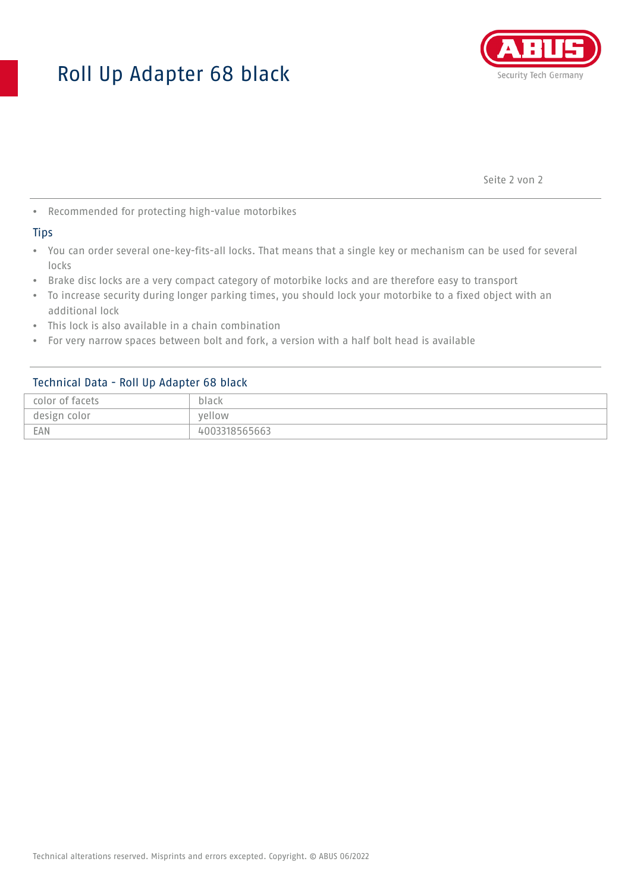- Recommended for protecting high-value motorbikes

## Tips

- You can order several one-key-fits-all locks. That means that a single key or mechanism can be used for several locks
- Brake disc locks are a very compact category of motorbike locks and are therefore easy to transport
- To increase security during longer parking times, you should lock your motorbike to a fixed object with an additional lock
- This lock is also available in a chain combination
- For very narrow spaces between bolt and fork, a version with a half bolt head is available

## Technical Data - Roll Up Adapter 68 black

| | |
|---|---|
| color of facets | black |
| design color | yellow |
| EAN | 4003318565663 |

Technical alterations reserved. Misprints and errors excepted. Copyright. © ABUS 06/2022